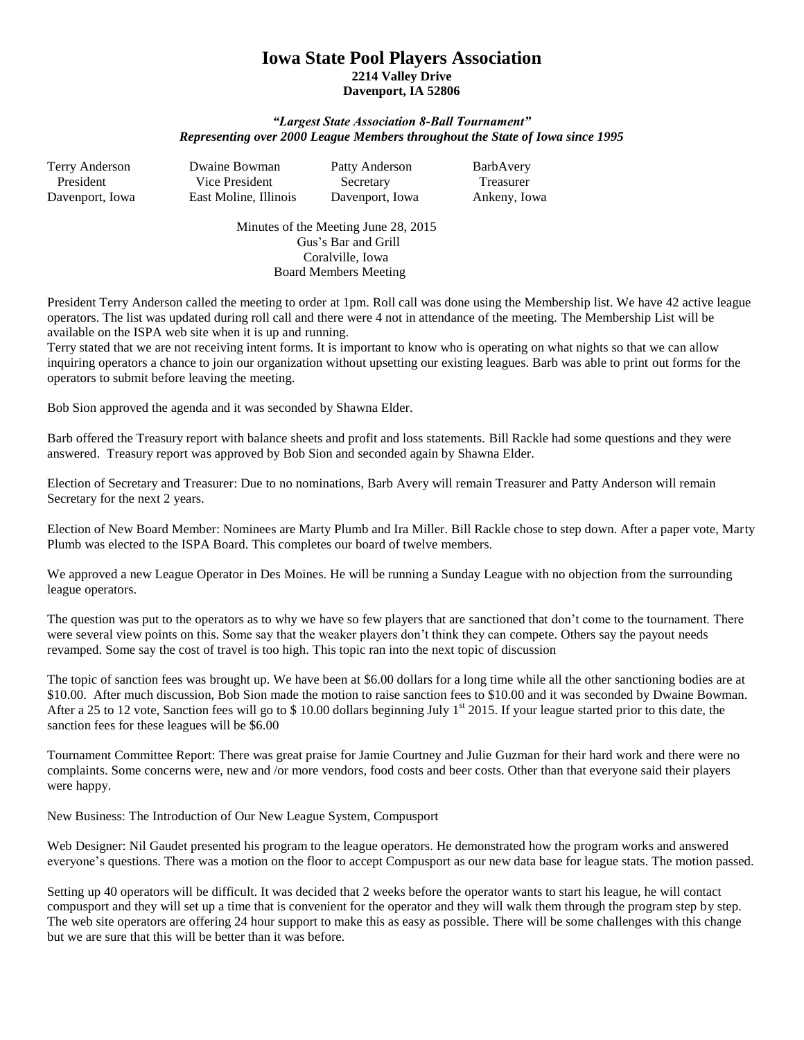# Iowa State Pool Players Association

**2214 Valley Drive**
**Davenport, IA 52806**

***"Largest State Association 8-Ball Tournament"***
***Representing over 2000 League Members throughout the State of Iowa since 1995***

| | | | |
|---|---|---|---|
| Terry Anderson | Dwaine Bowman | Patty Anderson | BarbAvery |
| President | Vice President | Secretary | Treasurer |
| Davenport, Iowa | East Moline, Illinois | Davenport, Iowa | Ankeny, Iowa |

Minutes of the Meeting June 28, 2015
Gus's Bar and Grill
Coralville, Iowa
Board Members Meeting

President Terry Anderson called the meeting to order at 1pm. Roll call was done using the Membership list. We have 42 active league operators. The list was updated during roll call and there were 4 not in attendance of the meeting. The Membership List will be available on the ISPA web site when it is up and running.
Terry stated that we are not receiving intent forms. It is important to know who is operating on what nights so that we can allow inquiring operators a chance to join our organization without upsetting our existing leagues. Barb was able to print out forms for the operators to submit before leaving the meeting.

Bob Sion approved the agenda and it was seconded by Shawna Elder.

Barb offered the Treasury report with balance sheets and profit and loss statements. Bill Rackle had some questions and they were answered. Treasury report was approved by Bob Sion and seconded again by Shawna Elder.

Election of Secretary and Treasurer: Due to no nominations, Barb Avery will remain Treasurer and Patty Anderson will remain Secretary for the next 2 years.

Election of New Board Member: Nominees are Marty Plumb and Ira Miller. Bill Rackle chose to step down. After a paper vote, Marty Plumb was elected to the ISPA Board. This completes our board of twelve members.

We approved a new League Operator in Des Moines. He will be running a Sunday League with no objection from the surrounding league operators.

The question was put to the operators as to why we have so few players that are sanctioned that don't come to the tournament. There were several view points on this. Some say that the weaker players don't think they can compete. Others say the payout needs revamped. Some say the cost of travel is too high. This topic ran into the next topic of discussion

The topic of sanction fees was brought up. We have been at $6.00 dollars for a long time while all the other sanctioning bodies are at $10.00. After much discussion, Bob Sion made the motion to raise sanction fees to $10.00 and it was seconded by Dwaine Bowman. After a 25 to 12 vote, Sanction fees will go to $ 10.00 dollars beginning July 1st 2015. If your league started prior to this date, the sanction fees for these leagues will be $6.00

Tournament Committee Report: There was great praise for Jamie Courtney and Julie Guzman for their hard work and there were no complaints. Some concerns were, new and /or more vendors, food costs and beer costs. Other than that everyone said their players were happy.

New Business: The Introduction of Our New League System, Compusport

Web Designer: Nil Gaudet presented his program to the league operators. He demonstrated how the program works and answered everyone's questions. There was a motion on the floor to accept Compusport as our new data base for league stats. The motion passed.

Setting up 40 operators will be difficult. It was decided that 2 weeks before the operator wants to start his league, he will contact compusport and they will set up a time that is convenient for the operator and they will walk them through the program step by step. The web site operators are offering 24 hour support to make this as easy as possible. There will be some challenges with this change but we are sure that this will be better than it was before.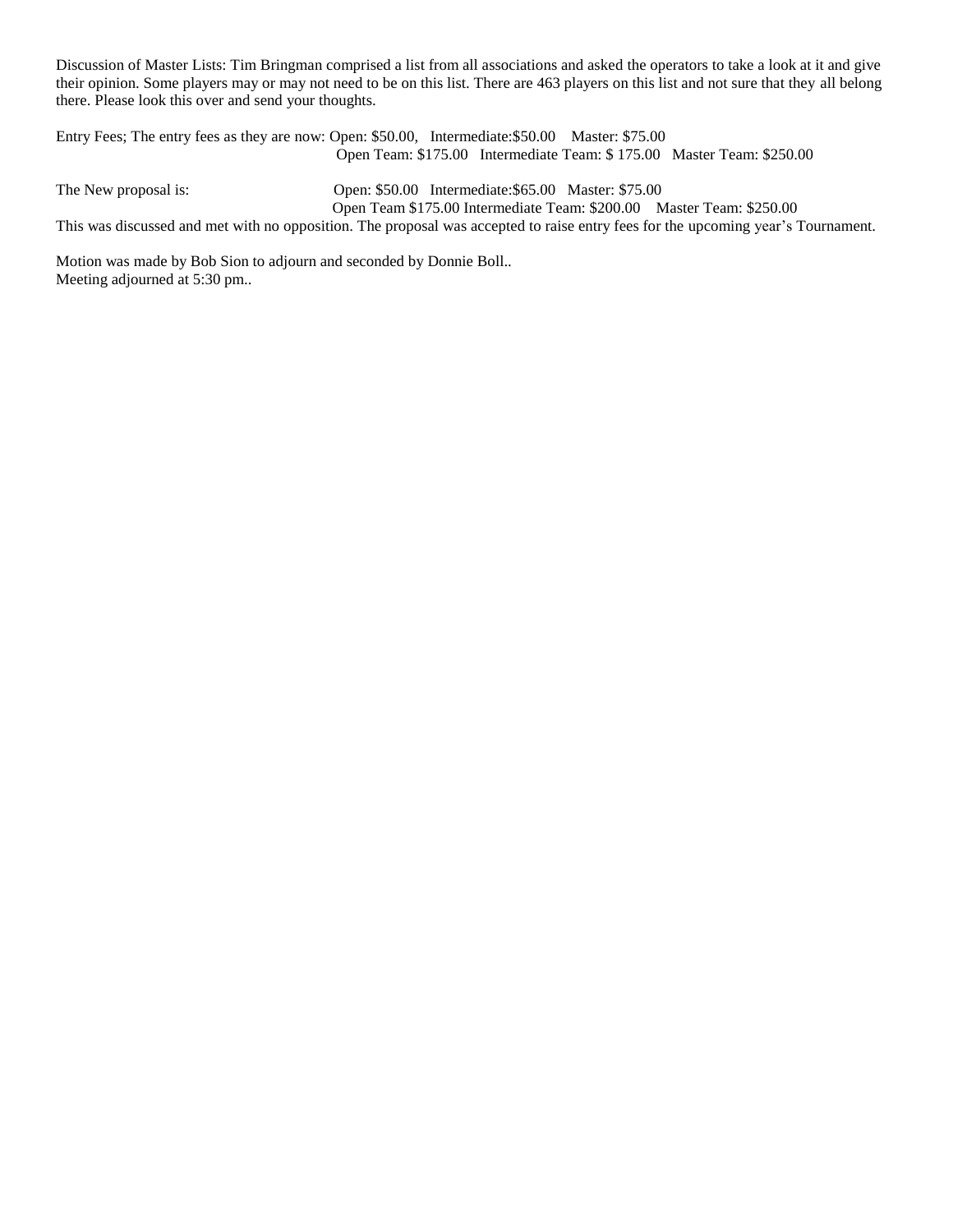Discussion of Master Lists: Tim Bringman comprised a list from all associations and asked the operators to take a look at it and give their opinion. Some players may or may not need to be on this list. There are 463 players on this list and not sure that they all belong there. Please look this over and send your thoughts.

Entry Fees; The entry fees as they are now: Open: $50.00, Intermediate:$50.00 Master: $75.00
Open Team: $175.00 Intermediate Team: $ 175.00 Master Team: $250.00

The New proposal is: Open: $50.00 Intermediate:$65.00 Master: $75.00
Open Team $175.00 Intermediate Team: $200.00 Master Team: $250.00
This was discussed and met with no opposition. The proposal was accepted to raise entry fees for the upcoming year's Tournament.

Motion was made by Bob Sion to adjourn and seconded by Donnie Boll..
Meeting adjourned at 5:30 pm..